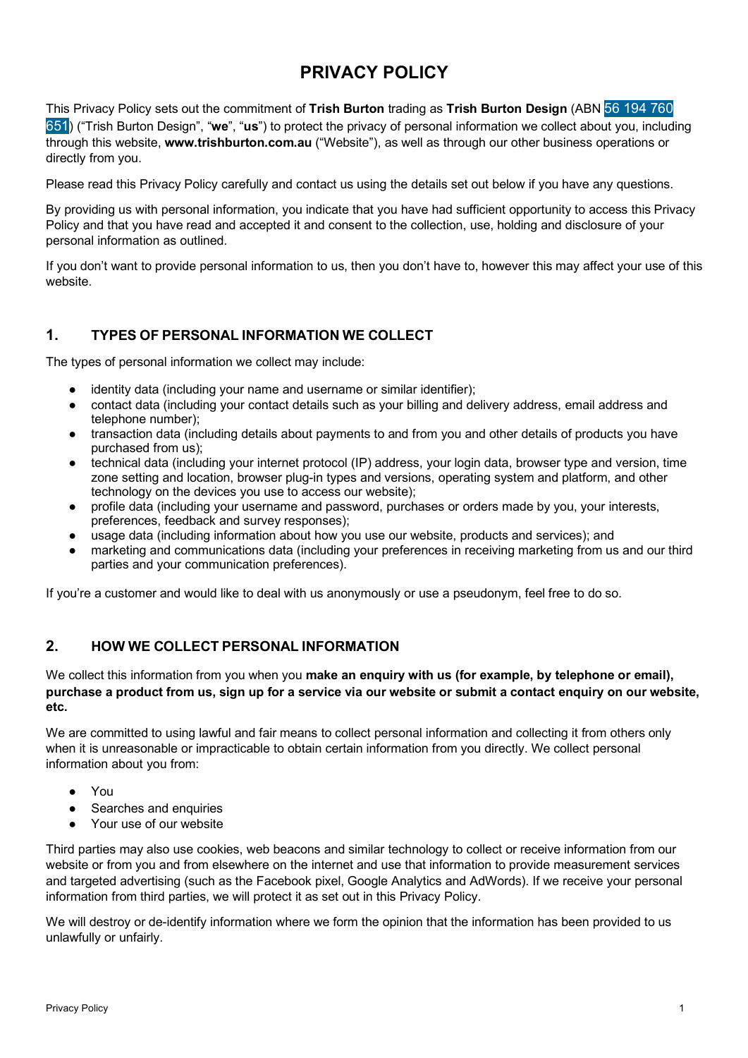# PRIVACY POLICY

This Privacy Policy sets out the commitment of **Trish Burton** trading as **Trish Burton Design** (ABN 56 194 760 651) ("Trish Burton Design", "**we**", "**us**") to protect the privacy of personal information we collect about you, including through this website, **www.trishburton.com.au** ("Website"), as well as through our other business operations or directly from you.

Please read this Privacy Policy carefully and contact us using the details set out below if you have any questions.

By providing us with personal information, you indicate that you have had sufficient opportunity to access this Privacy Policy and that you have read and accepted it and consent to the collection, use, holding and disclosure of your personal information as outlined.

If you don't want to provide personal information to us, then you don't have to, however this may affect your use of this website.

## 1. TYPES OF PERSONAL INFORMATION WE COLLECT

The types of personal information we collect may include:

- identity data (including your name and username or similar identifier);
- contact data (including your contact details such as your billing and delivery address, email address and telephone number);
- transaction data (including details about payments to and from you and other details of products you have purchased from us);
- technical data (including your internet protocol (IP) address, your login data, browser type and version, time zone setting and location, browser plug-in types and versions, operating system and platform, and other technology on the devices you use to access our website);
- profile data (including your username and password, purchases or orders made by you, your interests, preferences, feedback and survey responses);
- usage data (including information about how you use our website, products and services); and
- marketing and communications data (including your preferences in receiving marketing from us and our third parties and your communication preferences).

If you're a customer and would like to deal with us anonymously or use a pseudonym, feel free to do so.

## 2. HOW WE COLLECT PERSONAL INFORMATION

We collect this information from you when you **make an enquiry with us (for example, by telephone or email), purchase a product from us, sign up for a service via our website or submit a contact enquiry on our website, etc.**

We are committed to using lawful and fair means to collect personal information and collecting it from others only when it is unreasonable or impracticable to obtain certain information from you directly. We collect personal information about you from:

- You
- Searches and enquiries
- Your use of our website

Third parties may also use cookies, web beacons and similar technology to collect or receive information from our website or from you and from elsewhere on the internet and use that information to provide measurement services and targeted advertising (such as the Facebook pixel, Google Analytics and AdWords). If we receive your personal information from third parties, we will protect it as set out in this Privacy Policy.

We will destroy or de-identify information where we form the opinion that the information has been provided to us unlawfully or unfairly.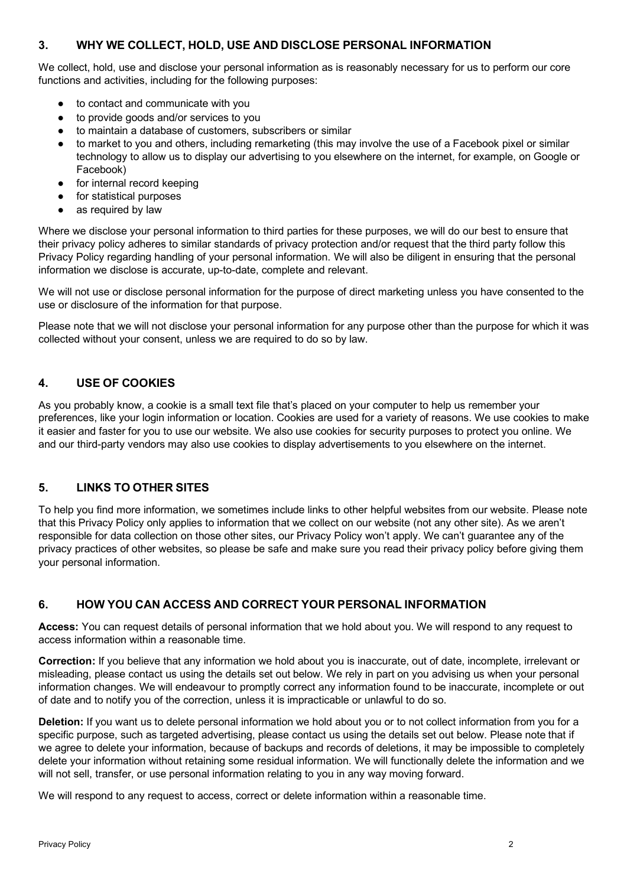## 3. WHY WE COLLECT, HOLD, USE AND DISCLOSE PERSONAL INFORMATION

We collect, hold, use and disclose your personal information as is reasonably necessary for us to perform our core functions and activities, including for the following purposes:

- to contact and communicate with you
- to provide goods and/or services to you
- to maintain a database of customers, subscribers or similar
- to market to you and others, including remarketing (this may involve the use of a Facebook pixel or similar technology to allow us to display our advertising to you elsewhere on the internet, for example, on Google or Facebook)
- for internal record keeping
- for statistical purposes
- as required by law

Where we disclose your personal information to third parties for these purposes, we will do our best to ensure that their privacy policy adheres to similar standards of privacy protection and/or request that the third party follow this Privacy Policy regarding handling of your personal information. We will also be diligent in ensuring that the personal information we disclose is accurate, up-to-date, complete and relevant.

We will not use or disclose personal information for the purpose of direct marketing unless you have consented to the use or disclosure of the information for that purpose.

Please note that we will not disclose your personal information for any purpose other than the purpose for which it was collected without your consent, unless we are required to do so by law.

## 4. USE OF COOKIES

As you probably know, a cookie is a small text file that's placed on your computer to help us remember your preferences, like your login information or location. Cookies are used for a variety of reasons. We use cookies to make it easier and faster for you to use our website. We also use cookies for security purposes to protect you online. We and our third-party vendors may also use cookies to display advertisements to you elsewhere on the internet.

## 5. LINKS TO OTHER SITES

To help you find more information, we sometimes include links to other helpful websites from our website. Please note that this Privacy Policy only applies to information that we collect on our website (not any other site). As we aren't responsible for data collection on those other sites, our Privacy Policy won't apply. We can't guarantee any of the privacy practices of other websites, so please be safe and make sure you read their privacy policy before giving them your personal information.

## 6. HOW YOU CAN ACCESS AND CORRECT YOUR PERSONAL INFORMATION

**Access:** You can request details of personal information that we hold about you. We will respond to any request to access information within a reasonable time.

**Correction:** If you believe that any information we hold about you is inaccurate, out of date, incomplete, irrelevant or misleading, please contact us using the details set out below. We rely in part on you advising us when your personal information changes. We will endeavour to promptly correct any information found to be inaccurate, incomplete or out of date and to notify you of the correction, unless it is impracticable or unlawful to do so.

**Deletion:** If you want us to delete personal information we hold about you or to not collect information from you for a specific purpose, such as targeted advertising, please contact us using the details set out below. Please note that if we agree to delete your information, because of backups and records of deletions, it may be impossible to completely delete your information without retaining some residual information. We will functionally delete the information and we will not sell, transfer, or use personal information relating to you in any way moving forward.

We will respond to any request to access, correct or delete information within a reasonable time.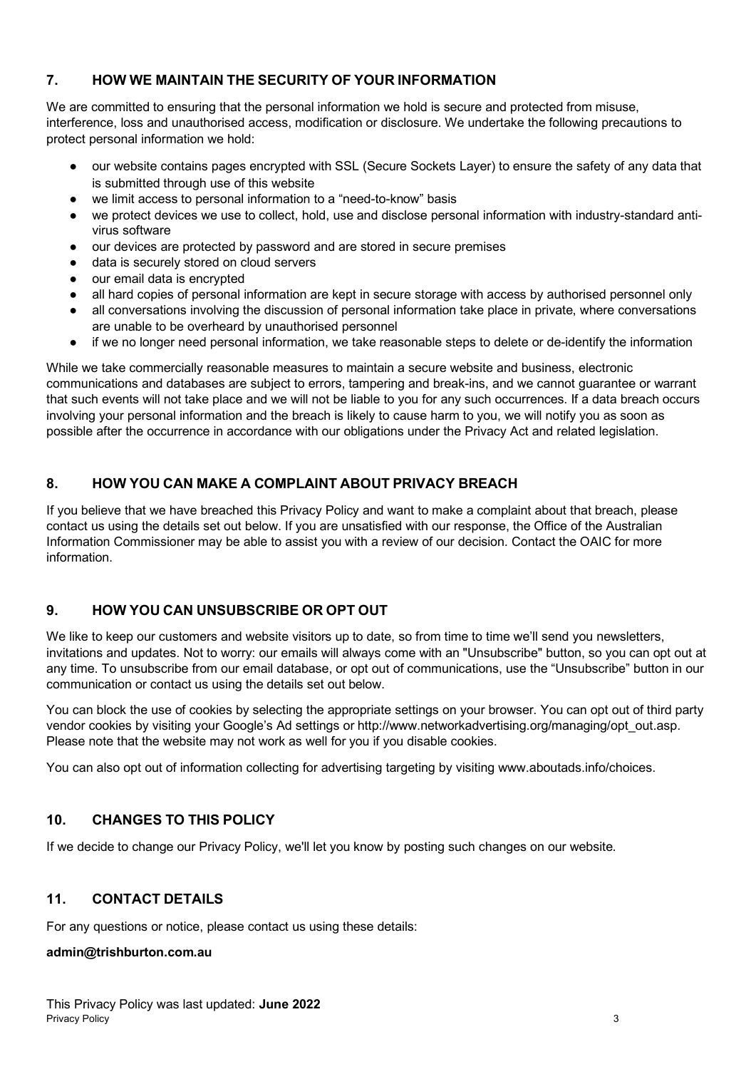## 7. HOW WE MAINTAIN THE SECURITY OF YOUR INFORMATION

We are committed to ensuring that the personal information we hold is secure and protected from misuse, interference, loss and unauthorised access, modification or disclosure. We undertake the following precautions to protect personal information we hold:

- our website contains pages encrypted with SSL (Secure Sockets Layer) to ensure the safety of any data that is submitted through use of this website
- we limit access to personal information to a "need-to-know" basis
- we protect devices we use to collect, hold, use and disclose personal information with industry-standard anti-virus software
- our devices are protected by password and are stored in secure premises
- data is securely stored on cloud servers
- our email data is encrypted
- all hard copies of personal information are kept in secure storage with access by authorised personnel only
- all conversations involving the discussion of personal information take place in private, where conversations are unable to be overheard by unauthorised personnel
- if we no longer need personal information, we take reasonable steps to delete or de-identify the information

While we take commercially reasonable measures to maintain a secure website and business, electronic communications and databases are subject to errors, tampering and break-ins, and we cannot guarantee or warrant that such events will not take place and we will not be liable to you for any such occurrences. If a data breach occurs involving your personal information and the breach is likely to cause harm to you, we will notify you as soon as possible after the occurrence in accordance with our obligations under the Privacy Act and related legislation.

## 8. HOW YOU CAN MAKE A COMPLAINT ABOUT PRIVACY BREACH

If you believe that we have breached this Privacy Policy and want to make a complaint about that breach, please contact us using the details set out below. If you are unsatisfied with our response, the Office of the Australian Information Commissioner may be able to assist you with a review of our decision. Contact the OAIC for more information.

## 9. HOW YOU CAN UNSUBSCRIBE OR OPT OUT

We like to keep our customers and website visitors up to date, so from time to time we'll send you newsletters, invitations and updates. Not to worry: our emails will always come with an "Unsubscribe" button, so you can opt out at any time. To unsubscribe from our email database, or opt out of communications, use the "Unsubscribe" button in our communication or contact us using the details set out below.

You can block the use of cookies by selecting the appropriate settings on your browser. You can opt out of third party vendor cookies by visiting your Google's Ad settings or http://www.networkadvertising.org/managing/opt_out.asp. Please note that the website may not work as well for you if you disable cookies.

You can also opt out of information collecting for advertising targeting by visiting www.aboutads.info/choices.

## 10. CHANGES TO THIS POLICY

If we decide to change our Privacy Policy, we'll let you know by posting such changes on our website.

## 11. CONTACT DETAILS

For any questions or notice, please contact us using these details:

**admin@trishburton.com.au**

This Privacy Policy was last updated: **June 2022**